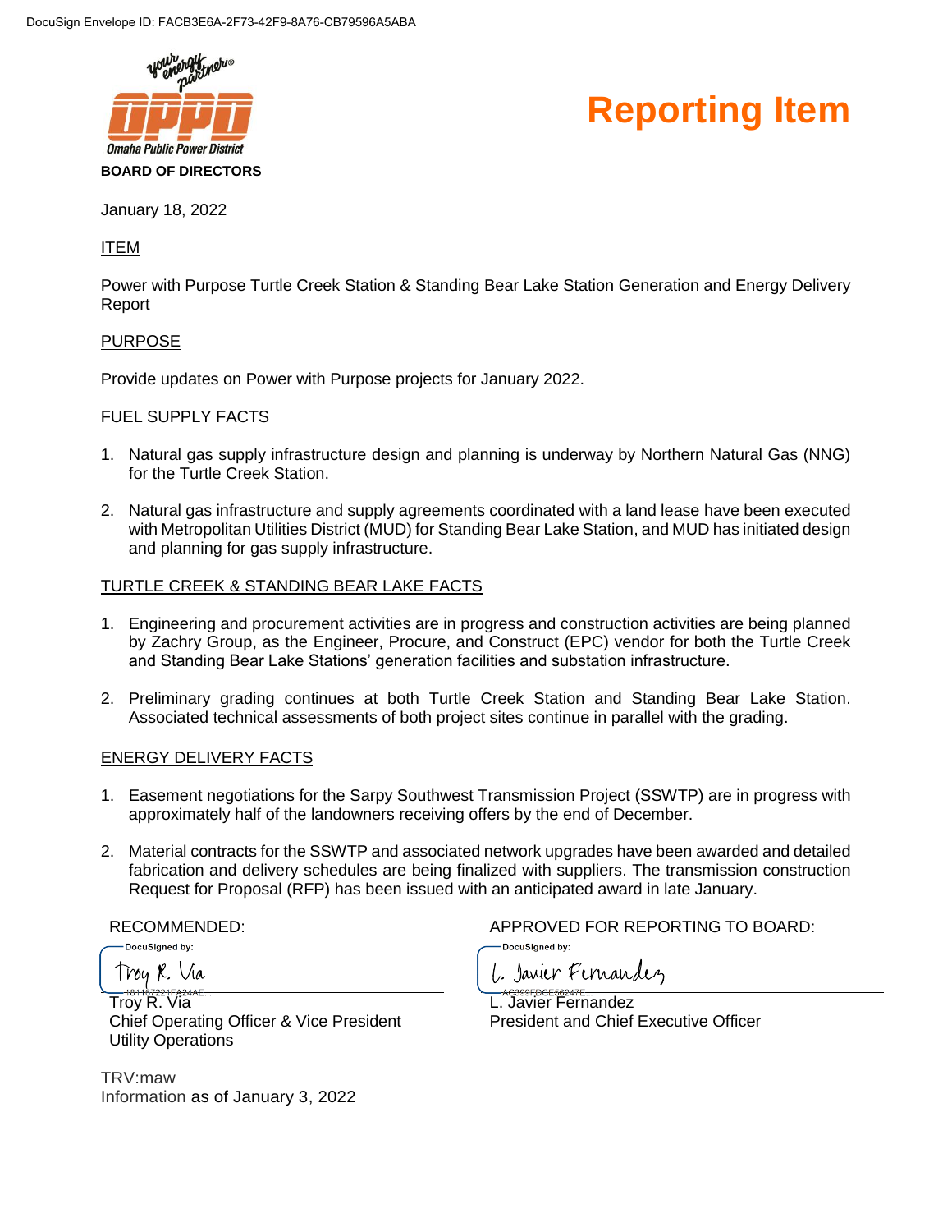DocuSign Envelope ID: FACB3E6A-2F73-42F9-8A76-CB79596A5ABA

Omaha Public Power District

**BOARD OF DIRECTORS**

# Reporting Item

January 18, 2022

ITEM

Power with Purpose Turtle Creek Station & Standing Bear Lake Station Generation and Energy Delivery Report

PURPOSE

Provide updates on Power with Purpose projects for January 2022.

FUEL SUPPLY FACTS

1. Natural gas supply infrastructure design and planning is underway by Northern Natural Gas (NNG) for the Turtle Creek Station.
2. Natural gas infrastructure and supply agreements coordinated with a land lease have been executed with Metropolitan Utilities District (MUD) for Standing Bear Lake Station, and MUD has initiated design and planning for gas supply infrastructure.

TURTLE CREEK & STANDING BEAR LAKE FACTS

1. Engineering and procurement activities are in progress and construction activities are being planned by Zachry Group, as the Engineer, Procure, and Construct (EPC) vendor for both the Turtle Creek and Standing Bear Lake Stations' generation facilities and substation infrastructure.
2. Preliminary grading continues at both Turtle Creek Station and Standing Bear Lake Station. Associated technical assessments of both project sites continue in parallel with the grading.

ENERGY DELIVERY FACTS

1. Easement negotiations for the Sarpy Southwest Transmission Project (SSWTP) are in progress with approximately half of the landowners receiving offers by the end of December.
2. Material contracts for the SSWTP and associated network upgrades have been awarded and detailed fabrication and delivery schedules are being finalized with suppliers. The transmission construction Request for Proposal (RFP) has been issued with an anticipated award in late January.

RECOMMENDED:

DocuSigned by: Troy R. Via

Troy R. Via
Chief Operating Officer & Vice President
Utility Operations

APPROVED FOR REPORTING TO BOARD:

DocuSigned by: L. Javier Fernandez

L. Javier Fernandez
President and Chief Executive Officer

TRV:maw
Information as of January 3, 2022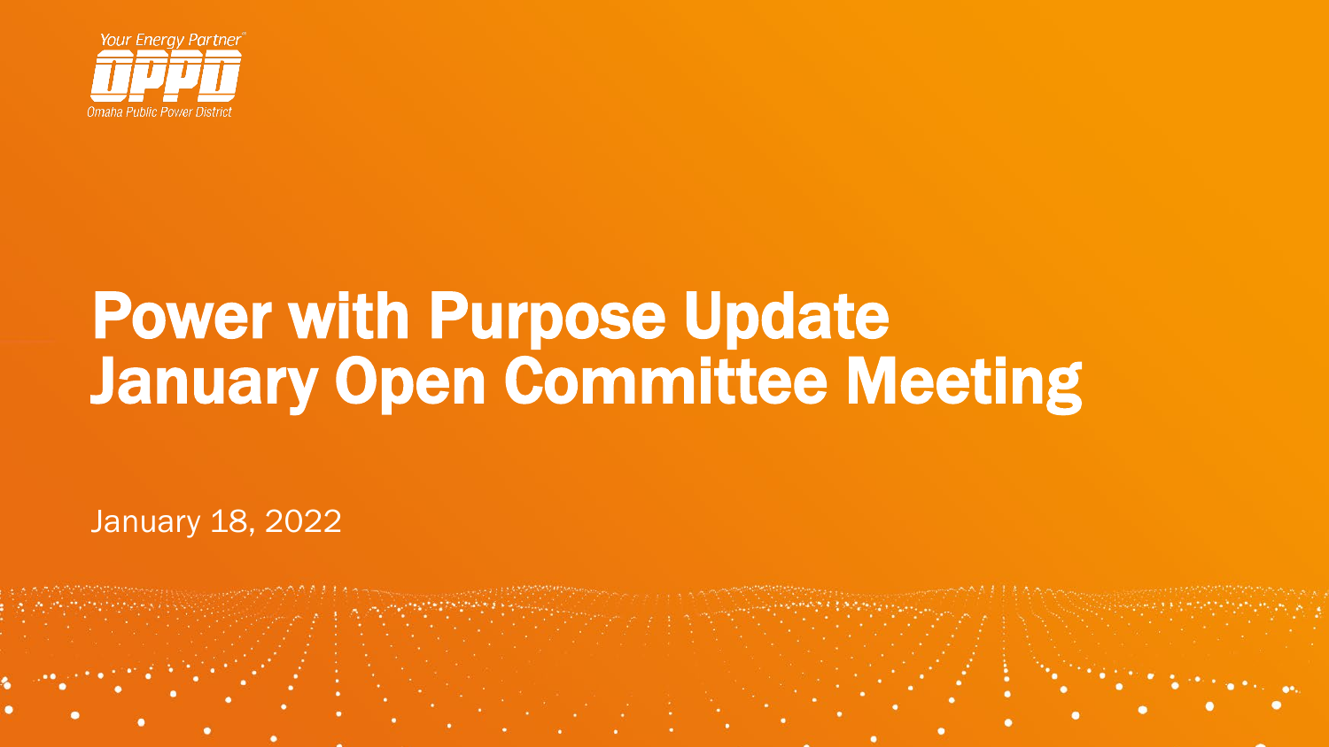Your Energy Partner

OPPD

Omaha Public Power District

# Power with Purpose Update
# January Open Committee Meeting

January 18, 2022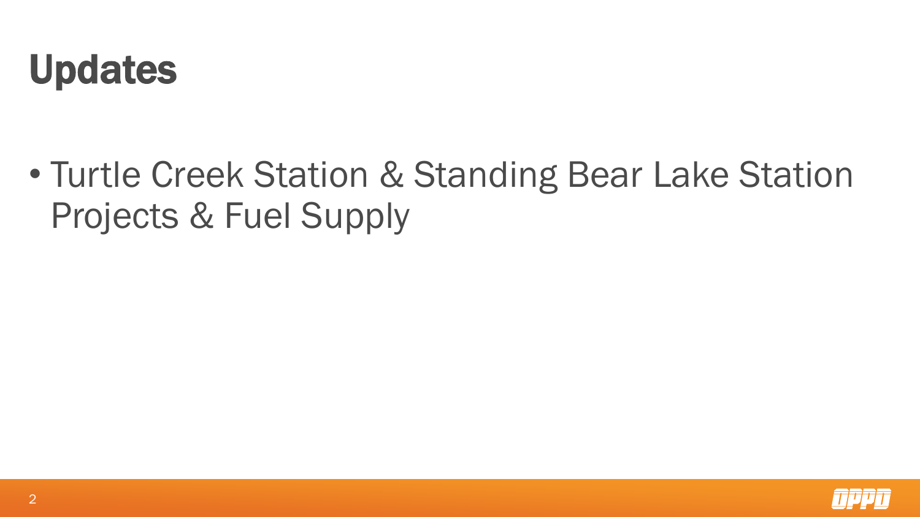# Updates

- Turtle Creek Station & Standing Bear Lake Station Projects & Fuel Supply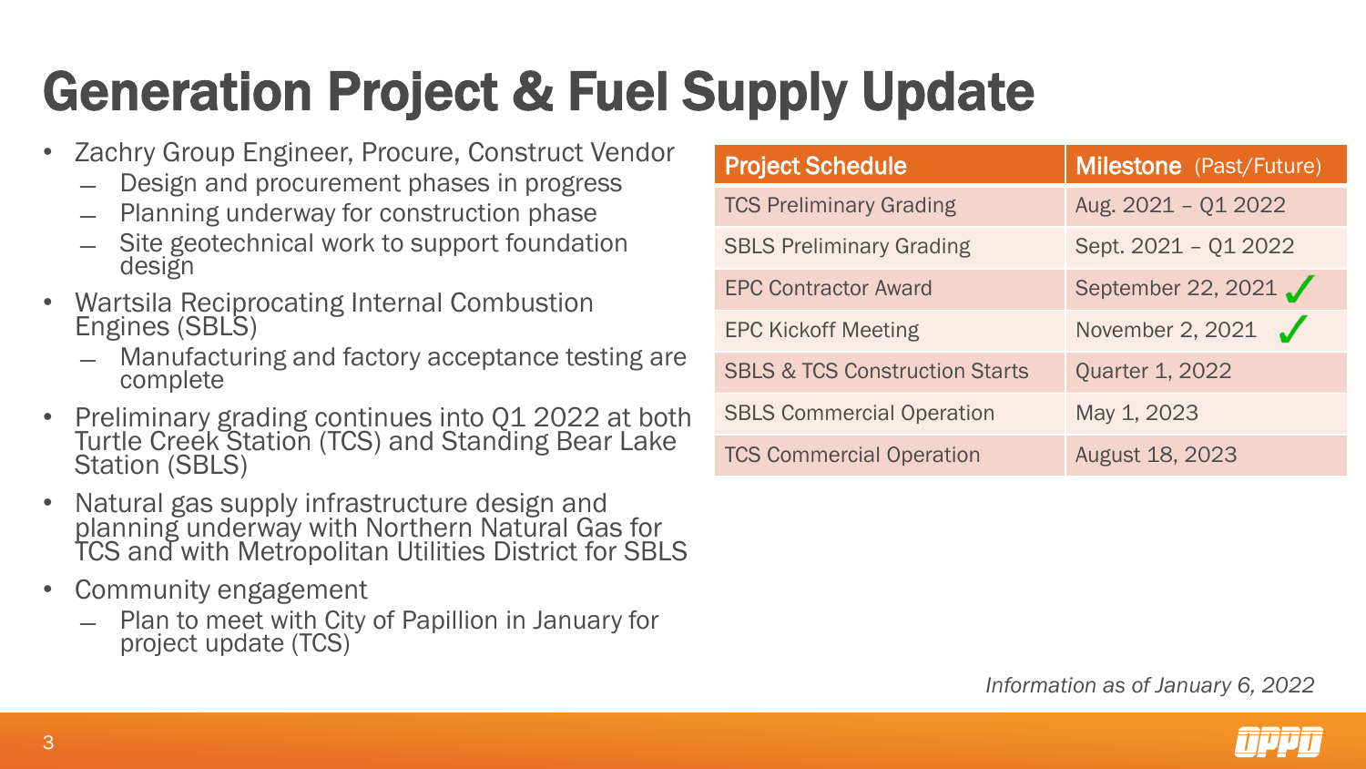# Generation Project & Fuel Supply Update

- Zachry Group Engineer, Procure, Construct Vendor
  - Design and procurement phases in progress
  - Planning underway for construction phase
  - Site geotechnical work to support foundation design
- Wartsila Reciprocating Internal Combustion Engines (SBLS)
  - Manufacturing and factory acceptance testing are complete
- Preliminary grading continues into Q1 2022 at both Turtle Creek Station (TCS) and Standing Bear Lake Station (SBLS)
- Natural gas supply infrastructure design and planning underway with Northern Natural Gas for TCS and with Metropolitan Utilities District for SBLS
- Community engagement
  - Plan to meet with City of Papillion in January for project update (TCS)

| Project Schedule | Milestone (Past/Future) |
|---|---|
| TCS Preliminary Grading | Aug. 2021 – Q1 2022 |
| SBLS Preliminary Grading | Sept. 2021 – Q1 2022 |
| EPC Contractor Award | September 22, 2021 ✓ |
| EPC Kickoff Meeting | November 2, 2021 ✓ |
| SBLS & TCS Construction Starts | Quarter 1, 2022 |
| SBLS Commercial Operation | May 1, 2023 |
| TCS Commercial Operation | August 18, 2023 |

*Information as of January 6, 2022*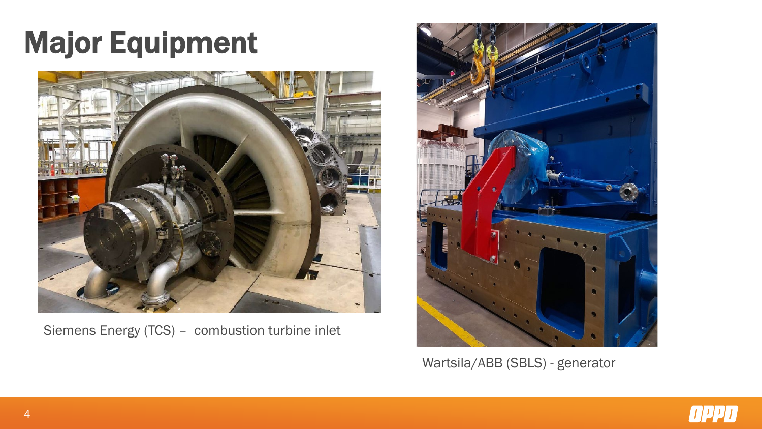# Major Equipment

Siemens Energy (TCS) – combustion turbine inlet

Wartsila/ABB (SBLS) - generator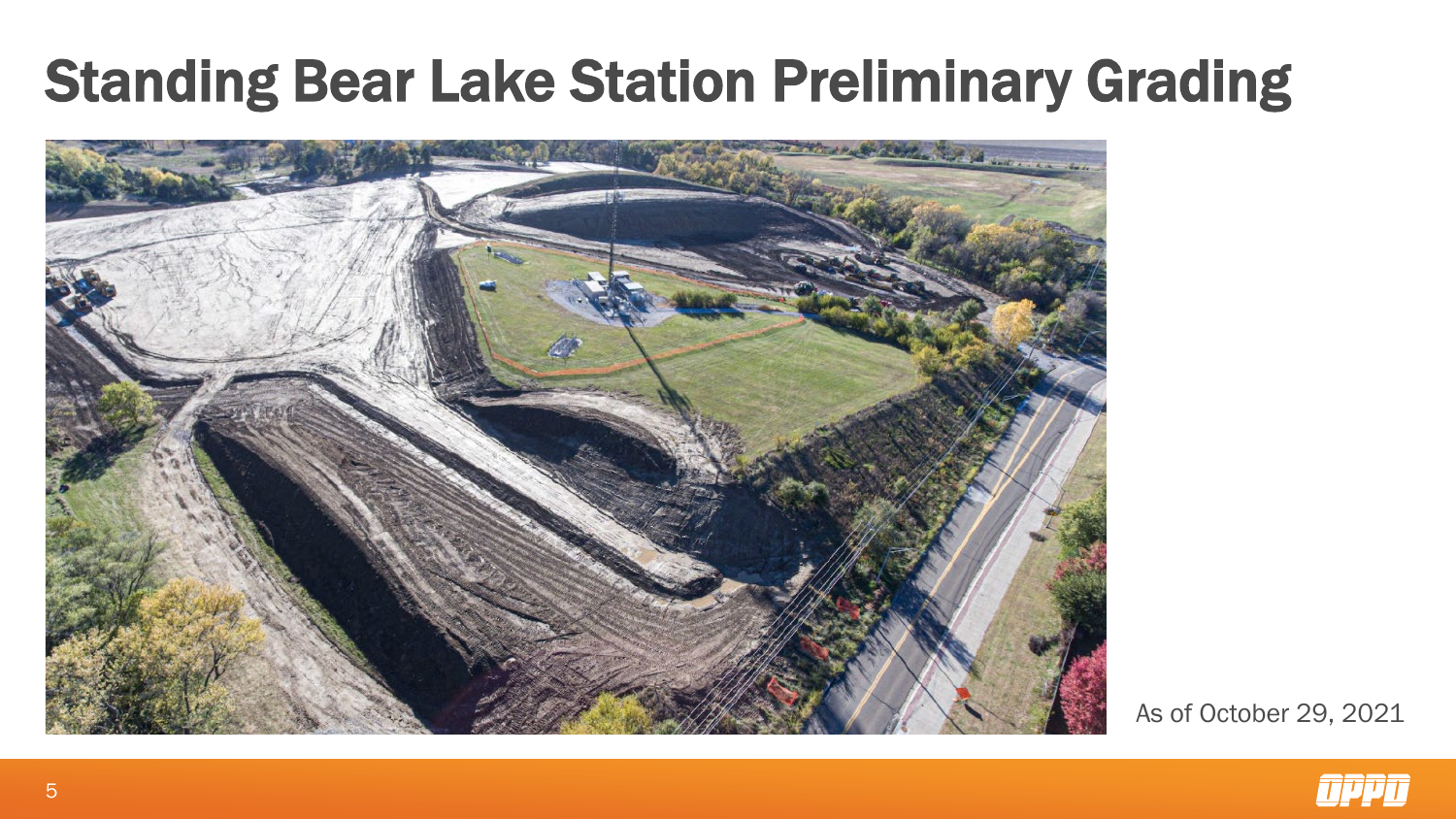# Standing Bear Lake Station Preliminary Grading

As of October 29, 2021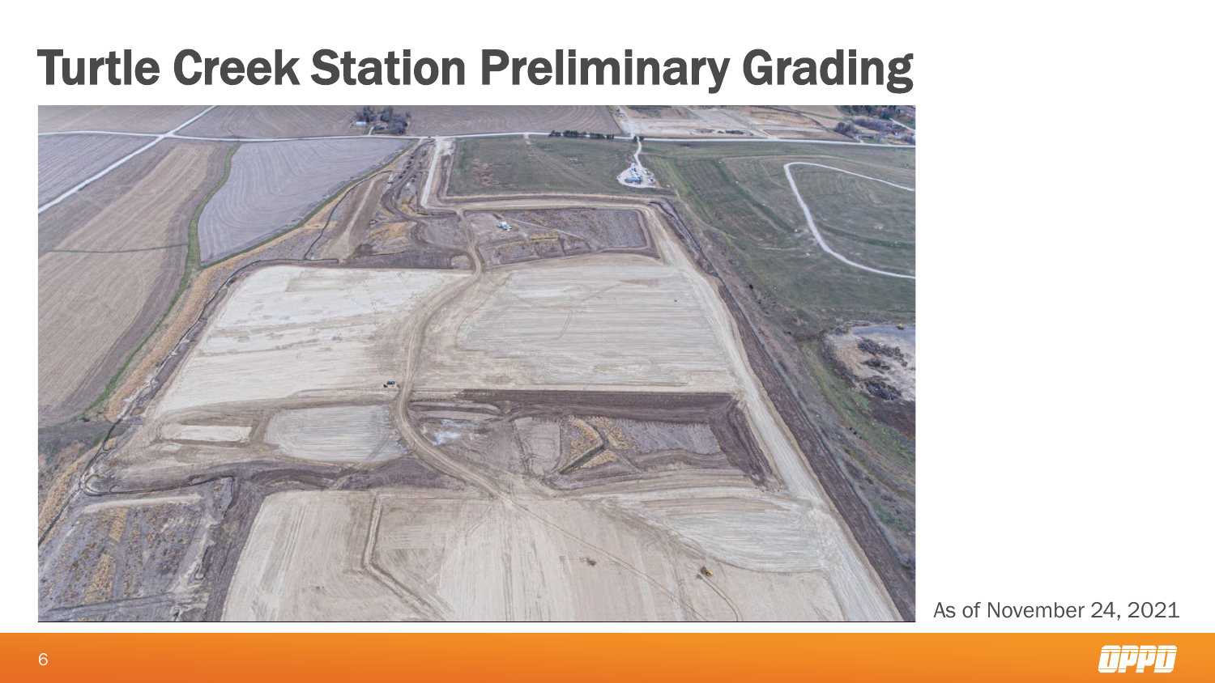# Turtle Creek Station Preliminary Grading

As of November 24, 2021